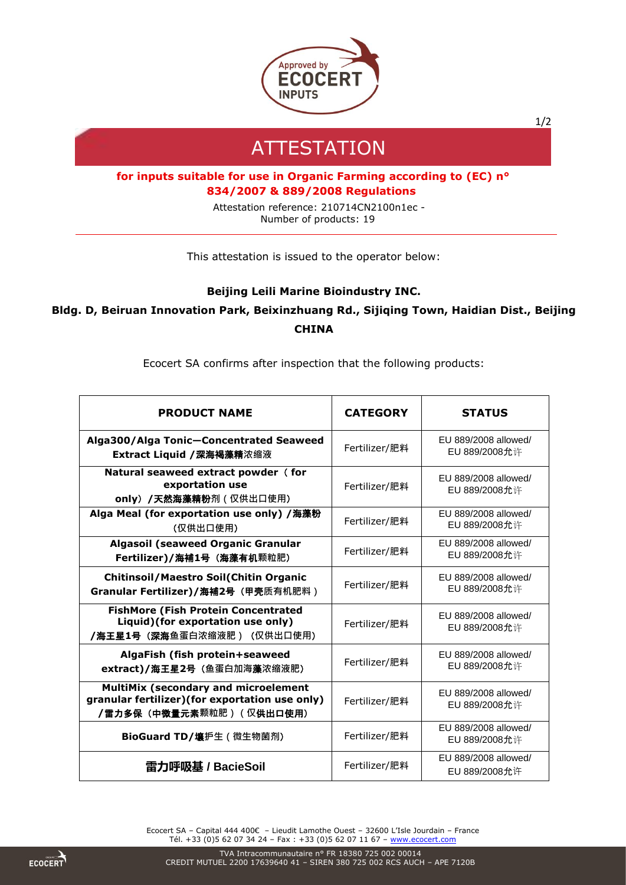# ATTESTATION

**for inputs suitable for use in Organic Farming according to (EC) n° 834/2007 & 889/2008 Regulations**

Attestation reference: 210714CN2100n1ec -
Number of products: 19

This attestation is issued to the operator below:

**Beijing Leili Marine Bioindustry INC.**

**Bldg. D, Beiruan Innovation Park, Beixinzhuang Rd., Sijiqing Town, Haidian Dist., Beijing**

**CHINA**

Ecocert SA confirms after inspection that the following products:

| PRODUCT NAME | CATEGORY | STATUS |
|---|---|---|
| **Alga300/Alga Tonic—Concentrated Seaweed Extract Liquid /深海褐藻精浓缩液** | Fertilizer/肥料 | EU 889/2008 allowed/ EU 889/2008允许 |
| **Natural seaweed extract powder（for exportation use only）/天然海藻精粉剂（仅供出口使用）** | Fertilizer/肥料 | EU 889/2008 allowed/ EU 889/2008允许 |
| **Alga Meal (for exportation use only) /海藻粉（仅供出口使用）** | Fertilizer/肥料 | EU 889/2008 allowed/ EU 889/2008允许 |
| **Algasoil (seaweed Organic Granular Fertilizer)/海補1号（海藻有机颗粒肥）** | Fertilizer/肥料 | EU 889/2008 allowed/ EU 889/2008允许 |
| **Chitinsoil/Maestro Soil(Chitin Organic Granular Fertilizer)/海補2号（甲壳质有机肥料）** | Fertilizer/肥料 | EU 889/2008 allowed/ EU 889/2008允许 |
| **FishMore (Fish Protein Concentrated Liquid)(for exportation use only) /海王星1号（深海鱼蛋白浓缩液肥）（仅供出口使用）** | Fertilizer/肥料 | EU 889/2008 allowed/ EU 889/2008允许 |
| **AlgaFish (fish protein+seaweed extract)/海王星2号（鱼蛋白加海藻浓缩液肥）** | Fertilizer/肥料 | EU 889/2008 allowed/ EU 889/2008允许 |
| **MultiMix (secondary and microelement granular fertilizer)(for exportation use only) /雷力多保（中微量元素颗粒肥）（仅供出口使用）** | Fertilizer/肥料 | EU 889/2008 allowed/ EU 889/2008允许 |
| **BioGuard TD/壤护生（微生物菌剂）** | Fertilizer/肥料 | EU 889/2008 allowed/ EU 889/2008允许 |
| **雷力呼吸基 / BacieSoil** | Fertilizer/肥料 | EU 889/2008 allowed/ EU 889/2008允许 |

Ecocert SA – Capital 444 400€ – Lieudit Lamothe Ouest – 32600 L'Isle Jourdain – France
Tél. +33 (0)5 62 07 34 24 – Fax : +33 (0)5 62 07 11 67 – www.ecocert.com
TVA Intracommunautaire n° FR 18380 725 002 00014
CREDIT MUTUEL 2200 17639640 41 – SIREN 380 725 002 RCS AUCH – APE 7120B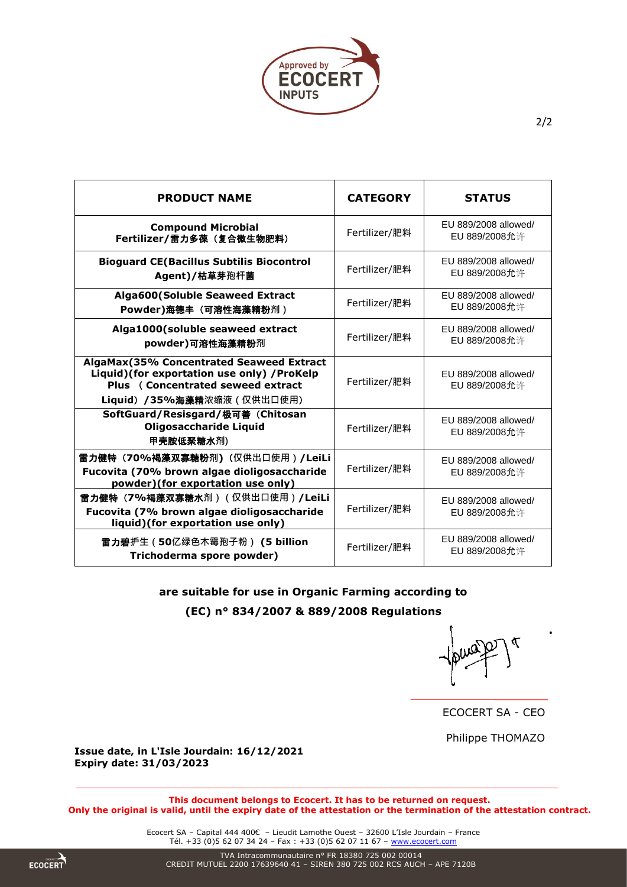| PRODUCT NAME | CATEGORY | STATUS |
|---|---|---|
| **Compound Microbial Fertilizer/雷力多葆（复合微生物肥料）** | Fertilizer/肥料 | EU 889/2008 allowed/ EU 889/2008允许 |
| **Bioguard CE(Bacillus Subtilis Biocontrol Agent)/枯草芽孢杆菌** | Fertilizer/肥料 | EU 889/2008 allowed/ EU 889/2008允许 |
| **Alga600(Soluble Seaweed Extract Powder)海德丰（可溶性海藻精粉剂）** | Fertilizer/肥料 | EU 889/2008 allowed/ EU 889/2008允许 |
| **Alga1000(soluble seaweed extract powder)可溶性海藻精粉剂** | Fertilizer/肥料 | EU 889/2008 allowed/ EU 889/2008允许 |
| **AlgaMax(35% Concentrated Seaweed Extract Liquid)(for exportation use only) /ProKelp Plus （Concentrated seaweed extract Liquid）/35%海藻精浓缩液（仅供出口使用)** | Fertilizer/肥料 | EU 889/2008 allowed/ EU 889/2008允许 |
| **SoftGuard/Resisgard/极可善（Chitosan Oligosaccharide Liquid 甲壳胺低聚糖水剂)** | Fertilizer/肥料 | EU 889/2008 allowed/ EU 889/2008允许 |
| **雷力健特（70%褐藻双寡糖粉剂)（仅供出口使用）/LeiLi Fucovita (70% brown algae dioligosaccharide powder)(for exportation use only)** | Fertilizer/肥料 | EU 889/2008 allowed/ EU 889/2008允许 |
| **雷力健特（7%褐藻双寡糖水剂）（仅供出口使用）/LeiLi Fucovita (7% brown algae dioligosaccharide liquid)(for exportation use only)** | Fertilizer/肥料 | EU 889/2008 allowed/ EU 889/2008允许 |
| **雷力碧护生（50亿绿色木霉孢子粉）(5 billion Trichoderma spore powder)** | Fertilizer/肥料 | EU 889/2008 allowed/ EU 889/2008允许 |

**are suitable for use in Organic Farming according to**

**(EC) n° 834/2007 & 889/2008 Regulations**

ECOCERT SA - CEO

Philippe THOMAZO

**Issue date, in L'Isle Jourdain: 16/12/2021**
**Expiry date: 31/03/2023**

**This document belongs to Ecocert. It has to be returned on request.**
**Only the original is valid, until the expiry date of the attestation or the termination of the attestation contract.**

Ecocert SA – Capital 444 400€ – Lieudit Lamothe Ouest – 32600 L'Isle Jourdain – France
Tél. +33 (0)5 62 07 34 24 – Fax : +33 (0)5 62 07 11 67 – www.ecocert.com

TVA Intracommunautaire n° FR 18380 725 002 00014
CREDIT MUTUEL 2200 17639640 41 – SIREN 380 725 002 RCS AUCH – APE 7120B